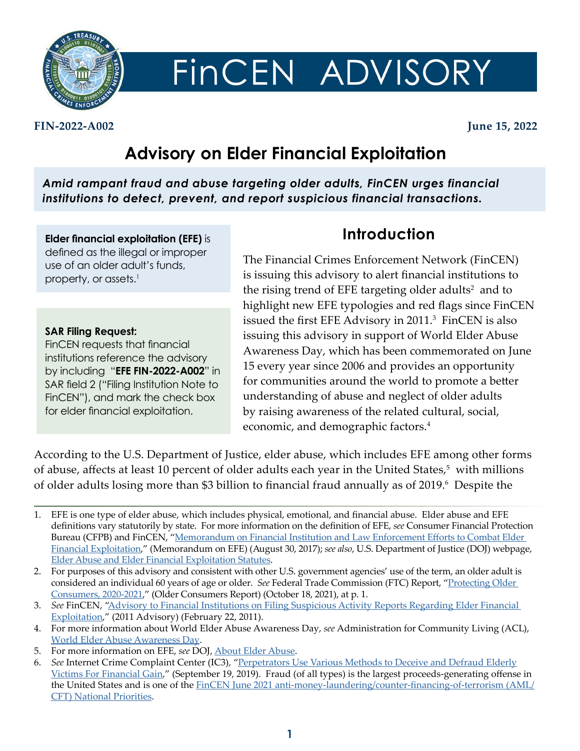# FinCEN ADVISORY

**FIN-2022-A002** **June 15, 2022**

## Advisory on Elder Financial Exploitation

***Amid rampant fraud and abuse targeting older adults, FinCEN urges financial institutions to detect, prevent, and report suspicious financial transactions.***

**Elder financial exploitation (EFE)** is defined as the illegal or improper use of an older adult's funds, property, or assets.[1]

**SAR Filing Request:**
FinCEN requests that financial institutions reference the advisory by including "**EFE FIN-2022-A002**" in SAR field 2 ("Filing Institution Note to FinCEN"), and mark the check box for elder financial exploitation.

## Introduction

The Financial Crimes Enforcement Network (FinCEN) is issuing this advisory to alert financial institutions to the rising trend of EFE targeting older adults[2] and to highlight new EFE typologies and red flags since FinCEN issued the first EFE Advisory in 2011.[3] FinCEN is also issuing this advisory in support of World Elder Abuse Awareness Day, which has been commemorated on June 15 every year since 2006 and provides an opportunity for communities around the world to promote a better understanding of abuse and neglect of older adults by raising awareness of the related cultural, social, economic, and demographic factors.[4]

According to the U.S. Department of Justice, elder abuse, which includes EFE among other forms of abuse, affects at least 10 percent of older adults each year in the United States,[5] with millions of older adults losing more than $3 billion to financial fraud annually as of 2019.[6] Despite the

---

1. EFE is one type of elder abuse, which includes physical, emotional, and financial abuse. Elder abuse and EFE definitions vary statutorily by state. For more information on the definition of EFE, *see* Consumer Financial Protection Bureau (CFPB) and FinCEN, "Memorandum on Financial Institution and Law Enforcement Efforts to Combat Elder Financial Exploitation," (Memorandum on EFE) (August 30, 2017); *see also*, U.S. Department of Justice (DOJ) webpage, Elder Abuse and Elder Financial Exploitation Statutes.
2. For purposes of this advisory and consistent with other U.S. government agencies' use of the term, an older adult is considered an individual 60 years of age or older. *See* Federal Trade Commission (FTC) Report, "Protecting Older Consumers, 2020-2021," (Older Consumers Report) (October 18, 2021), at p. 1.
3. *See* FinCEN, "Advisory to Financial Institutions on Filing Suspicious Activity Reports Regarding Elder Financial Exploitation," (2011 Advisory) (February 22, 2011).
4. For more information about World Elder Abuse Awareness Day, *see* Administration for Community Living (ACL), World Elder Abuse Awareness Day.
5. For more information on EFE, *see* DOJ, About Elder Abuse.
6. *See* Internet Crime Complaint Center (IC3), "Perpetrators Use Various Methods to Deceive and Defraud Elderly Victims For Financial Gain," (September 19, 2019). Fraud (of all types) is the largest proceeds-generating offense in the United States and is one of the FinCEN June 2021 anti-money-laundering/counter-financing-of-terrorism (AML/CFT) National Priorities.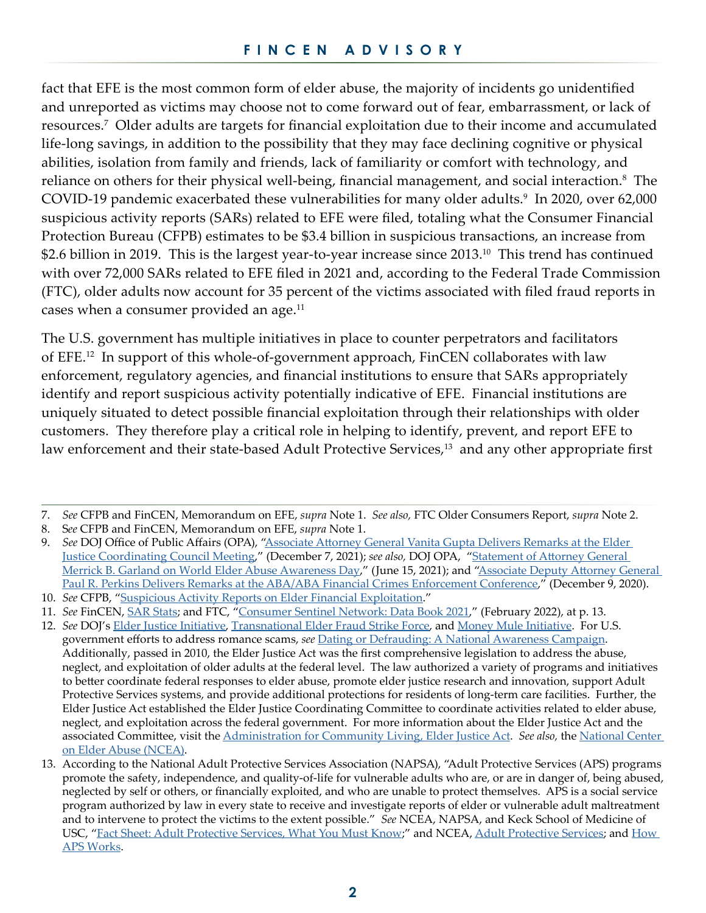fact that EFE is the most common form of elder abuse, the majority of incidents go unidentified and unreported as victims may choose not to come forward out of fear, embarrassment, or lack of resources.[7] Older adults are targets for financial exploitation due to their income and accumulated life-long savings, in addition to the possibility that they may face declining cognitive or physical abilities, isolation from family and friends, lack of familiarity or comfort with technology, and reliance on others for their physical well-being, financial management, and social interaction.[8] The COVID-19 pandemic exacerbated these vulnerabilities for many older adults.[9] In 2020, over 62,000 suspicious activity reports (SARs) related to EFE were filed, totaling what the Consumer Financial Protection Bureau (CFPB) estimates to be $3.4 billion in suspicious transactions, an increase from $2.6 billion in 2019. This is the largest year-to-year increase since 2013.[10] This trend has continued with over 72,000 SARs related to EFE filed in 2021 and, according to the Federal Trade Commission (FTC), older adults now account for 35 percent of the victims associated with filed fraud reports in cases when a consumer provided an age.[11]

The U.S. government has multiple initiatives in place to counter perpetrators and facilitators of EFE.[12] In support of this whole-of-government approach, FinCEN collaborates with law enforcement, regulatory agencies, and financial institutions to ensure that SARs appropriately identify and report suspicious activity potentially indicative of EFE. Financial institutions are uniquely situated to detect possible financial exploitation through their relationships with older customers. They therefore play a critical role in helping to identify, prevent, and report EFE to law enforcement and their state-based Adult Protective Services,[13] and any other appropriate first

---

7. *See* CFPB and FinCEN, Memorandum on EFE, *supra* Note 1. *See also,* FTC Older Consumers Report, *supra* Note 2.
8. See CFPB and FinCEN, Memorandum on EFE, *supra* Note 1.
9. *See* DOJ Office of Public Affairs (OPA), "Associate Attorney General Vanita Gupta Delivers Remarks at the Elder Justice Coordinating Council Meeting," (December 7, 2021); *see also,* DOJ OPA, "Statement of Attorney General Merrick B. Garland on World Elder Abuse Awareness Day," (June 15, 2021); and "Associate Deputy Attorney General Paul R. Perkins Delivers Remarks at the ABA/ABA Financial Crimes Enforcement Conference," (December 9, 2020).
10. *See* CFPB, "Suspicious Activity Reports on Elder Financial Exploitation."
11. *See* FinCEN, SAR Stats; and FTC, "Consumer Sentinel Network: Data Book 2021," (February 2022), at p. 13.
12. *See* DOJ's Elder Justice Initiative, Transnational Elder Fraud Strike Force, and Money Mule Initiative. For U.S. government efforts to address romance scams, *see* Dating or Defrauding: A National Awareness Campaign. Additionally, passed in 2010, the Elder Justice Act was the first comprehensive legislation to address the abuse, neglect, and exploitation of older adults at the federal level. The law authorized a variety of programs and initiatives to better coordinate federal responses to elder abuse, promote elder justice research and innovation, support Adult Protective Services systems, and provide additional protections for residents of long-term care facilities. Further, the Elder Justice Act established the Elder Justice Coordinating Committee to coordinate activities related to elder abuse, neglect, and exploitation across the federal government. For more information about the Elder Justice Act and the associated Committee, visit the Administration for Community Living, Elder Justice Act. *See also,* the National Center on Elder Abuse (NCEA).
13. According to the National Adult Protective Services Association (NAPSA), "Adult Protective Services (APS) programs promote the safety, independence, and quality-of-life for vulnerable adults who are, or are in danger of, being abused, neglected by self or others, or financially exploited, and who are unable to protect themselves. APS is a social service program authorized by law in every state to receive and investigate reports of elder or vulnerable adult maltreatment and to intervene to protect the victims to the extent possible." *See* NCEA, NAPSA, and Keck School of Medicine of USC, "Fact Sheet: Adult Protective Services, What You Must Know;" and NCEA, Adult Protective Services; and How APS Works.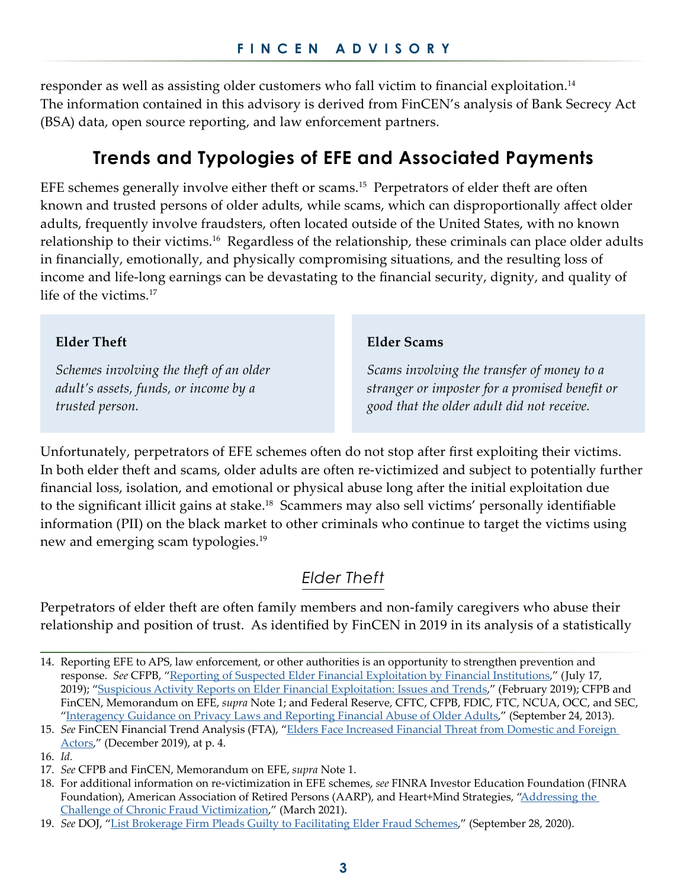responder as well as assisting older customers who fall victim to financial exploitation.[14] The information contained in this advisory is derived from FinCEN's analysis of Bank Secrecy Act (BSA) data, open source reporting, and law enforcement partners.

## Trends and Typologies of EFE and Associated Payments

EFE schemes generally involve either theft or scams.[15] Perpetrators of elder theft are often known and trusted persons of older adults, while scams, which can disproportionally affect older adults, frequently involve fraudsters, often located outside of the United States, with no known relationship to their victims.[16] Regardless of the relationship, these criminals can place older adults in financially, emotionally, and physically compromising situations, and the resulting loss of income and life-long earnings can be devastating to the financial security, dignity, and quality of life of the victims.[17]

**Elder Theft**

*Schemes involving the theft of an older adult's assets, funds, or income by a trusted person.*

**Elder Scams**

*Scams involving the transfer of money to a stranger or imposter for a promised benefit or good that the older adult did not receive.*

Unfortunately, perpetrators of EFE schemes often do not stop after first exploiting their victims. In both elder theft and scams, older adults are often re-victimized and subject to potentially further financial loss, isolation, and emotional or physical abuse long after the initial exploitation due to the significant illicit gains at stake.[18] Scammers may also sell victims' personally identifiable information (PII) on the black market to other criminals who continue to target the victims using new and emerging scam typologies.[19]

### *Elder Theft*

Perpetrators of elder theft are often family members and non-family caregivers who abuse their relationship and position of trust. As identified by FinCEN in 2019 in its analysis of a statistically

---

14. Reporting EFE to APS, law enforcement, or other authorities is an opportunity to strengthen prevention and response. *See* CFPB, "Reporting of Suspected Elder Financial Exploitation by Financial Institutions," (July 17, 2019); "Suspicious Activity Reports on Elder Financial Exploitation: Issues and Trends," (February 2019); CFPB and FinCEN, Memorandum on EFE, *supra* Note 1; and Federal Reserve, CFTC, CFPB, FDIC, FTC, NCUA, OCC, and SEC, "Interagency Guidance on Privacy Laws and Reporting Financial Abuse of Older Adults," (September 24, 2013).
15. *See* FinCEN Financial Trend Analysis (FTA), "Elders Face Increased Financial Threat from Domestic and Foreign Actors," (December 2019), at p. 4.
16. *Id.*
17. *See* CFPB and FinCEN, Memorandum on EFE, *supra* Note 1.
18. For additional information on re-victimization in EFE schemes, *see* FINRA Investor Education Foundation (FINRA Foundation), American Association of Retired Persons (AARP), and Heart+Mind Strategies, "Addressing the Challenge of Chronic Fraud Victimization," (March 2021).
19. *See* DOJ, "List Brokerage Firm Pleads Guilty to Facilitating Elder Fraud Schemes," (September 28, 2020).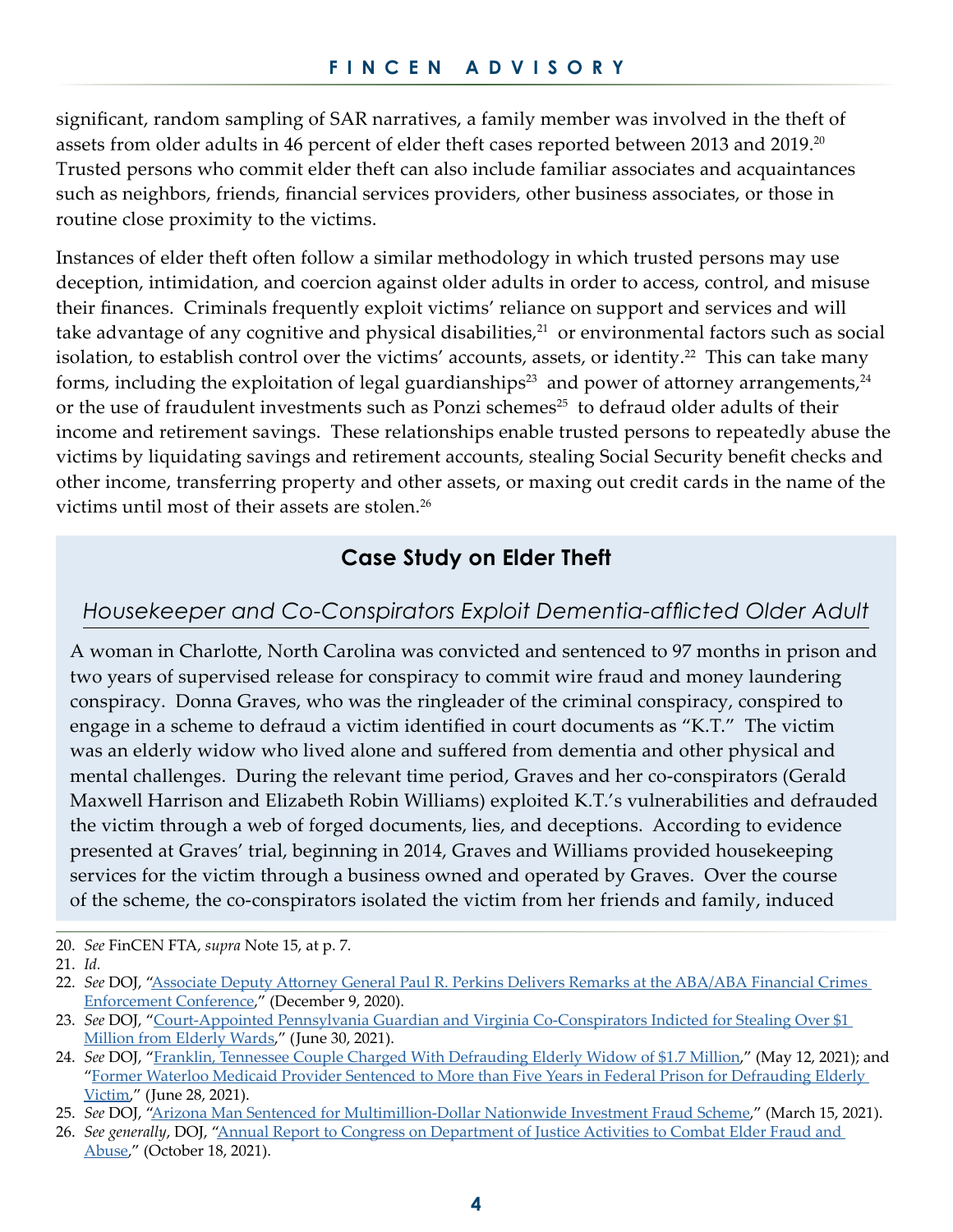significant, random sampling of SAR narratives, a family member was involved in the theft of assets from older adults in 46 percent of elder theft cases reported between 2013 and 2019.[20] Trusted persons who commit elder theft can also include familiar associates and acquaintances such as neighbors, friends, financial services providers, other business associates, or those in routine close proximity to the victims.

Instances of elder theft often follow a similar methodology in which trusted persons may use deception, intimidation, and coercion against older adults in order to access, control, and misuse their finances. Criminals frequently exploit victims' reliance on support and services and will take advantage of any cognitive and physical disabilities,[21] or environmental factors such as social isolation, to establish control over the victims' accounts, assets, or identity.[22] This can take many forms, including the exploitation of legal guardianships[23] and power of attorney arrangements,[24] or the use of fraudulent investments such as Ponzi schemes[25] to defraud older adults of their income and retirement savings. These relationships enable trusted persons to repeatedly abuse the victims by liquidating savings and retirement accounts, stealing Social Security benefit checks and other income, transferring property and other assets, or maxing out credit cards in the name of the victims until most of their assets are stolen.[26]

## Case Study on Elder Theft

### *Housekeeper and Co-Conspirators Exploit Dementia-afflicted Older Adult*

A woman in Charlotte, North Carolina was convicted and sentenced to 97 months in prison and two years of supervised release for conspiracy to commit wire fraud and money laundering conspiracy. Donna Graves, who was the ringleader of the criminal conspiracy, conspired to engage in a scheme to defraud a victim identified in court documents as "K.T." The victim was an elderly widow who lived alone and suffered from dementia and other physical and mental challenges. During the relevant time period, Graves and her co-conspirators (Gerald Maxwell Harrison and Elizabeth Robin Williams) exploited K.T.'s vulnerabilities and defrauded the victim through a web of forged documents, lies, and deceptions. According to evidence presented at Graves' trial, beginning in 2014, Graves and Williams provided housekeeping services for the victim through a business owned and operated by Graves. Over the course of the scheme, the co-conspirators isolated the victim from her friends and family, induced

---

20. *See* FinCEN FTA, *supra* Note 15, at p. 7.
21. *Id.*
22. *See* DOJ, "Associate Deputy Attorney General Paul R. Perkins Delivers Remarks at the ABA/ABA Financial Crimes Enforcement Conference," (December 9, 2020).
23. *See* DOJ, "Court-Appointed Pennsylvania Guardian and Virginia Co-Conspirators Indicted for Stealing Over $1 Million from Elderly Wards," (June 30, 2021).
24. *See* DOJ, "Franklin, Tennessee Couple Charged With Defrauding Elderly Widow of $1.7 Million," (May 12, 2021); and "Former Waterloo Medicaid Provider Sentenced to More than Five Years in Federal Prison for Defrauding Elderly Victim," (June 28, 2021).
25. *See* DOJ, "Arizona Man Sentenced for Multimillion-Dollar Nationwide Investment Fraud Scheme," (March 15, 2021).
26. *See generally*, DOJ, "Annual Report to Congress on Department of Justice Activities to Combat Elder Fraud and Abuse," (October 18, 2021).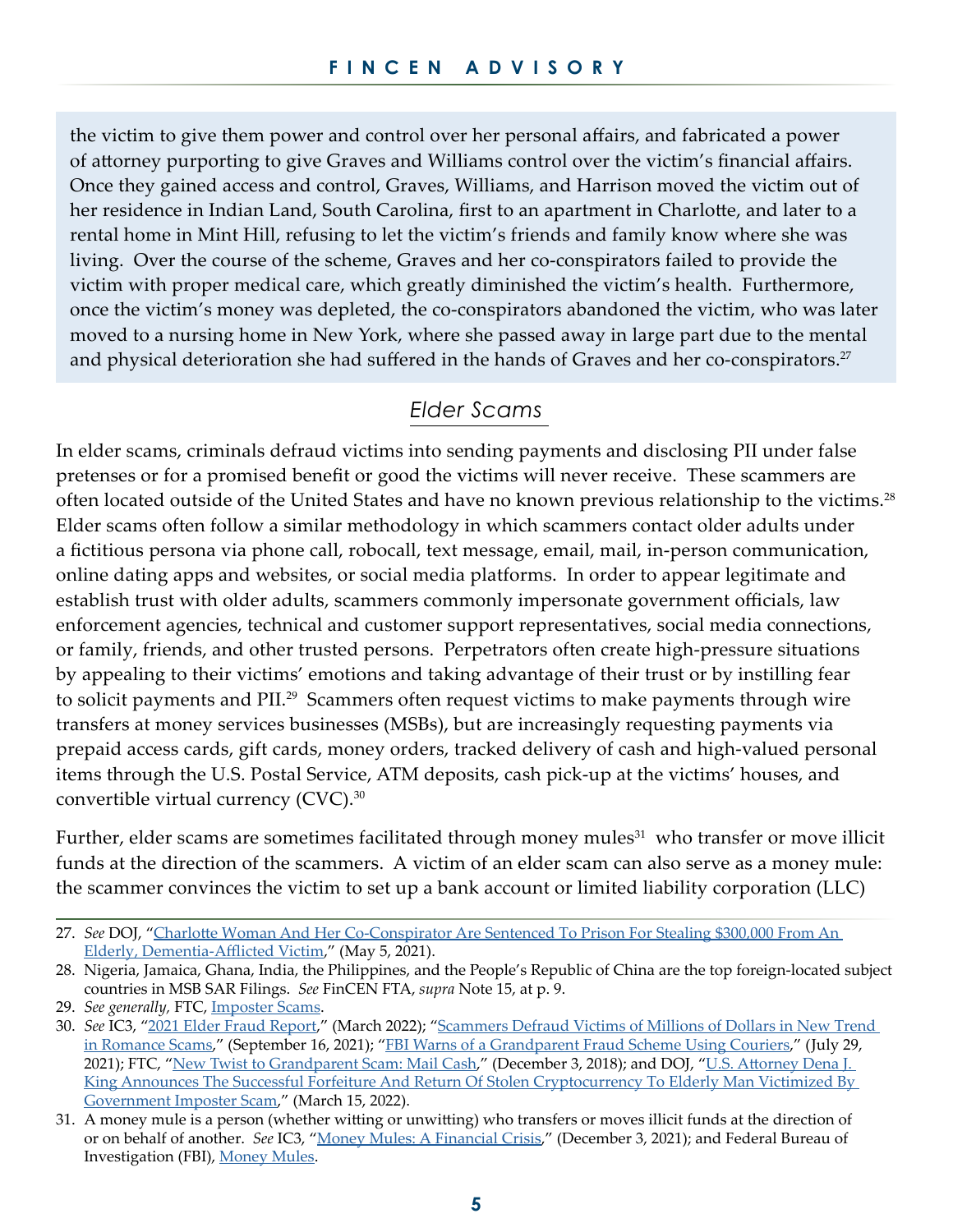the victim to give them power and control over her personal affairs, and fabricated a power of attorney purporting to give Graves and Williams control over the victim's financial affairs. Once they gained access and control, Graves, Williams, and Harrison moved the victim out of her residence in Indian Land, South Carolina, first to an apartment in Charlotte, and later to a rental home in Mint Hill, refusing to let the victim's friends and family know where she was living. Over the course of the scheme, Graves and her co-conspirators failed to provide the victim with proper medical care, which greatly diminished the victim's health. Furthermore, once the victim's money was depleted, the co-conspirators abandoned the victim, who was later moved to a nursing home in New York, where she passed away in large part due to the mental and physical deterioration she had suffered in the hands of Graves and her co-conspirators.[27]

## *Elder Scams*

In elder scams, criminals defraud victims into sending payments and disclosing PII under false pretenses or for a promised benefit or good the victims will never receive. These scammers are often located outside of the United States and have no known previous relationship to the victims.[28] Elder scams often follow a similar methodology in which scammers contact older adults under a fictitious persona via phone call, robocall, text message, email, mail, in-person communication, online dating apps and websites, or social media platforms. In order to appear legitimate and establish trust with older adults, scammers commonly impersonate government officials, law enforcement agencies, technical and customer support representatives, social media connections, or family, friends, and other trusted persons. Perpetrators often create high-pressure situations by appealing to their victims' emotions and taking advantage of their trust or by instilling fear to solicit payments and PII.[29] Scammers often request victims to make payments through wire transfers at money services businesses (MSBs), but are increasingly requesting payments via prepaid access cards, gift cards, money orders, tracked delivery of cash and high-valued personal items through the U.S. Postal Service, ATM deposits, cash pick-up at the victims' houses, and convertible virtual currency (CVC).[30]

Further, elder scams are sometimes facilitated through money mules[31] who transfer or move illicit funds at the direction of the scammers. A victim of an elder scam can also serve as a money mule: the scammer convinces the victim to set up a bank account or limited liability corporation (LLC)

---

27. *See* DOJ, "Charlotte Woman And Her Co-Conspirator Are Sentenced To Prison For Stealing $300,000 From An Elderly, Dementia-Afflicted Victim," (May 5, 2021).
28. Nigeria, Jamaica, Ghana, India, the Philippines, and the People's Republic of China are the top foreign-located subject countries in MSB SAR Filings. *See* FinCEN FTA, *supra* Note 15, at p. 9.
29. *See generally*, FTC, Imposter Scams.
30. *See* IC3, "2021 Elder Fraud Report," (March 2022); "Scammers Defraud Victims of Millions of Dollars in New Trend in Romance Scams," (September 16, 2021); "FBI Warns of a Grandparent Fraud Scheme Using Couriers," (July 29, 2021); FTC, "New Twist to Grandparent Scam: Mail Cash," (December 3, 2018); and DOJ, "U.S. Attorney Dena J. King Announces The Successful Forfeiture And Return Of Stolen Cryptocurrency To Elderly Man Victimized By Government Imposter Scam," (March 15, 2022).
31. A money mule is a person (whether witting or unwitting) who transfers or moves illicit funds at the direction of or on behalf of another. *See* IC3, "Money Mules: A Financial Crisis," (December 3, 2021); and Federal Bureau of Investigation (FBI), Money Mules.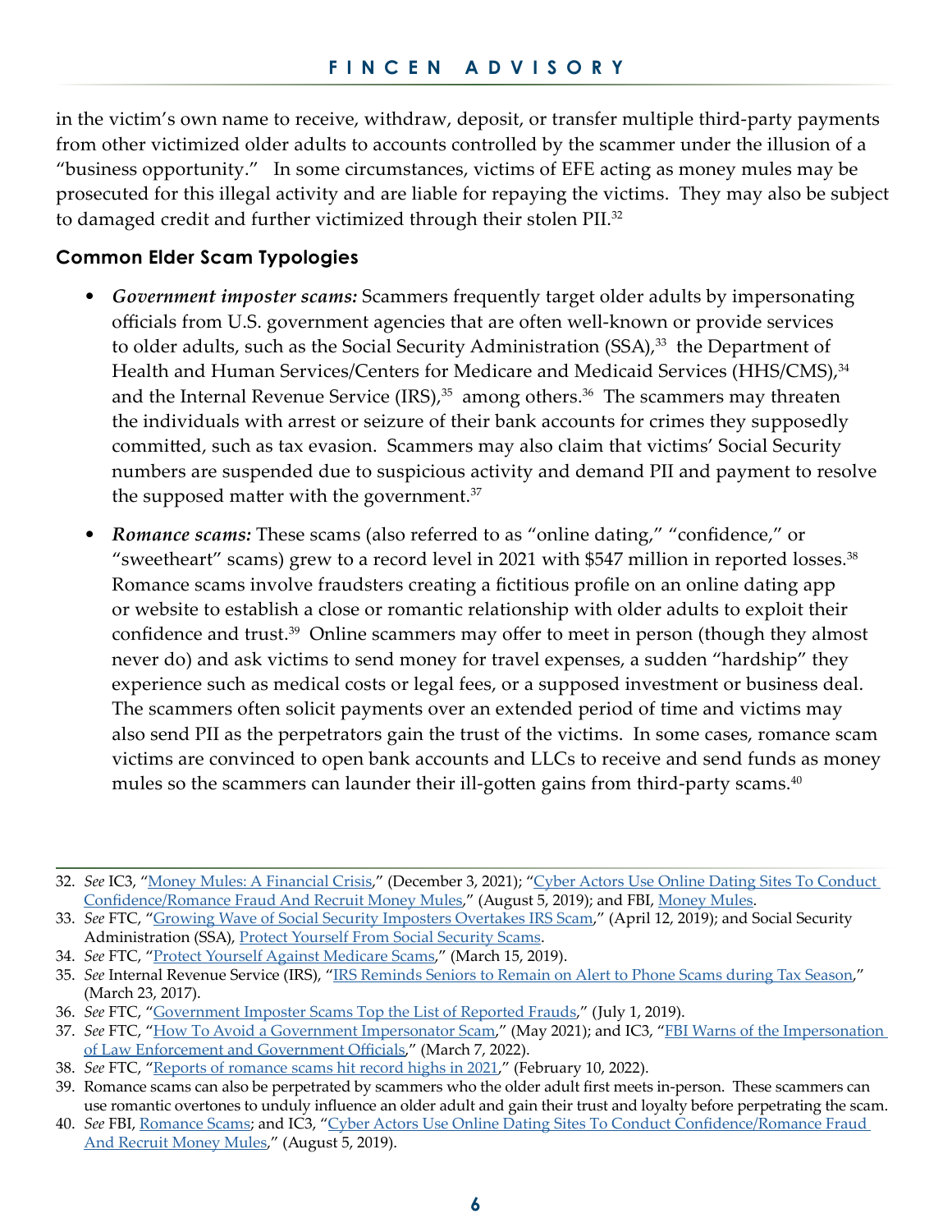in the victim's own name to receive, withdraw, deposit, or transfer multiple third-party payments from other victimized older adults to accounts controlled by the scammer under the illusion of a "business opportunity." In some circumstances, victims of EFE acting as money mules may be prosecuted for this illegal activity and are liable for repaying the victims. They may also be subject to damaged credit and further victimized through their stolen PII.[32]

### Common Elder Scam Typologies

- ***Government imposter scams:*** Scammers frequently target older adults by impersonating officials from U.S. government agencies that are often well-known or provide services to older adults, such as the Social Security Administration (SSA),[33] the Department of Health and Human Services/Centers for Medicare and Medicaid Services (HHS/CMS),[34] and the Internal Revenue Service (IRS),[35] among others.[36] The scammers may threaten the individuals with arrest or seizure of their bank accounts for crimes they supposedly committed, such as tax evasion. Scammers may also claim that victims' Social Security numbers are suspended due to suspicious activity and demand PII and payment to resolve the supposed matter with the government.[37]

- ***Romance scams:*** These scams (also referred to as "online dating," "confidence," or "sweetheart" scams) grew to a record level in 2021 with $547 million in reported losses.[38] Romance scams involve fraudsters creating a fictitious profile on an online dating app or website to establish a close or romantic relationship with older adults to exploit their confidence and trust.[39] Online scammers may offer to meet in person (though they almost never do) and ask victims to send money for travel expenses, a sudden "hardship" they experience such as medical costs or legal fees, or a supposed investment or business deal. The scammers often solicit payments over an extended period of time and victims may also send PII as the perpetrators gain the trust of the victims. In some cases, romance scam victims are convinced to open bank accounts and LLCs to receive and send funds as money mules so the scammers can launder their ill-gotten gains from third-party scams.[40]

---

32. *See* IC3, "Money Mules: A Financial Crisis," (December 3, 2021); "Cyber Actors Use Online Dating Sites To Conduct Confidence/Romance Fraud And Recruit Money Mules," (August 5, 2019); and FBI, Money Mules.
33. *See* FTC, "Growing Wave of Social Security Imposters Overtakes IRS Scam," (April 12, 2019); and Social Security Administration (SSA), Protect Yourself From Social Security Scams.
34. *See* FTC, "Protect Yourself Against Medicare Scams," (March 15, 2019).
35. *See* Internal Revenue Service (IRS), "IRS Reminds Seniors to Remain on Alert to Phone Scams during Tax Season," (March 23, 2017).
36. *See* FTC, "Government Imposter Scams Top the List of Reported Frauds," (July 1, 2019).
37. *See* FTC, "How To Avoid a Government Impersonator Scam," (May 2021); and IC3, "FBI Warns of the Impersonation of Law Enforcement and Government Officials," (March 7, 2022).
38. *See* FTC, "Reports of romance scams hit record highs in 2021," (February 10, 2022).
39. Romance scams can also be perpetrated by scammers who the older adult first meets in-person. These scammers can use romantic overtones to unduly influence an older adult and gain their trust and loyalty before perpetrating the scam.
40. *See* FBI, Romance Scams; and IC3, "Cyber Actors Use Online Dating Sites To Conduct Confidence/Romance Fraud And Recruit Money Mules," (August 5, 2019).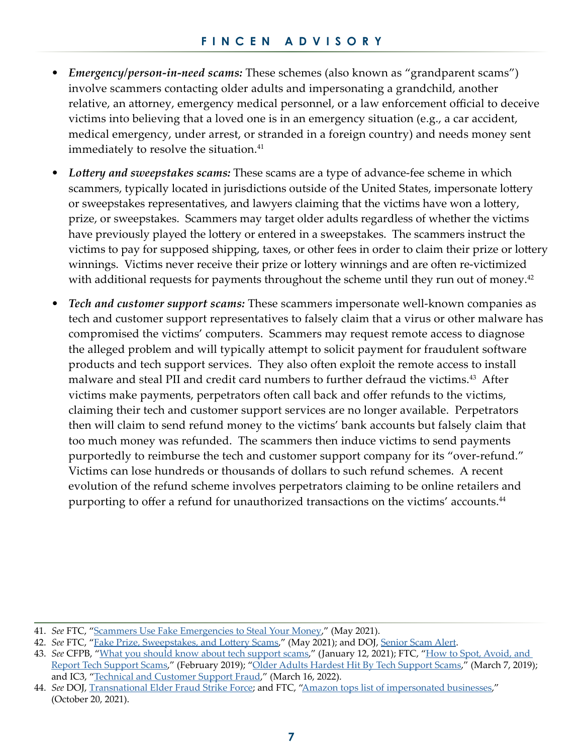- ***Emergency/person-in-need scams:*** These schemes (also known as "grandparent scams") involve scammers contacting older adults and impersonating a grandchild, another relative, an attorney, emergency medical personnel, or a law enforcement official to deceive victims into believing that a loved one is in an emergency situation (e.g., a car accident, medical emergency, under arrest, or stranded in a foreign country) and needs money sent immediately to resolve the situation.[41]

- ***Lottery and sweepstakes scams:*** These scams are a type of advance-fee scheme in which scammers, typically located in jurisdictions outside of the United States, impersonate lottery or sweepstakes representatives, and lawyers claiming that the victims have won a lottery, prize, or sweepstakes. Scammers may target older adults regardless of whether the victims have previously played the lottery or entered in a sweepstakes. The scammers instruct the victims to pay for supposed shipping, taxes, or other fees in order to claim their prize or lottery winnings. Victims never receive their prize or lottery winnings and are often re-victimized with additional requests for payments throughout the scheme until they run out of money.[42]

- ***Tech and customer support scams:*** These scammers impersonate well-known companies as tech and customer support representatives to falsely claim that a virus or other malware has compromised the victims' computers. Scammers may request remote access to diagnose the alleged problem and will typically attempt to solicit payment for fraudulent software products and tech support services. They also often exploit the remote access to install malware and steal PII and credit card numbers to further defraud the victims.[43] After victims make payments, perpetrators often call back and offer refunds to the victims, claiming their tech and customer support services are no longer available. Perpetrators then will claim to send refund money to the victims' bank accounts but falsely claim that too much money was refunded. The scammers then induce victims to send payments purportedly to reimburse the tech and customer support company for its "over-refund." Victims can lose hundreds or thousands of dollars to such refund schemes. A recent evolution of the refund scheme involves perpetrators claiming to be online retailers and purporting to offer a refund for unauthorized transactions on the victims' accounts.[44]

---

41. *See* FTC, "Scammers Use Fake Emergencies to Steal Your Money," (May 2021).
42. *See* FTC, "Fake Prize, Sweepstakes, and Lottery Scams," (May 2021); and DOJ, Senior Scam Alert.
43. *See* CFPB, "What you should know about tech support scams," (January 12, 2021); FTC, "How to Spot, Avoid, and Report Tech Support Scams," (February 2019); "Older Adults Hardest Hit By Tech Support Scams," (March 7, 2019); and IC3, "Technical and Customer Support Fraud," (March 16, 2022).
44. *See* DOJ, Transnational Elder Fraud Strike Force; and FTC, "Amazon tops list of impersonated businesses," (October 20, 2021).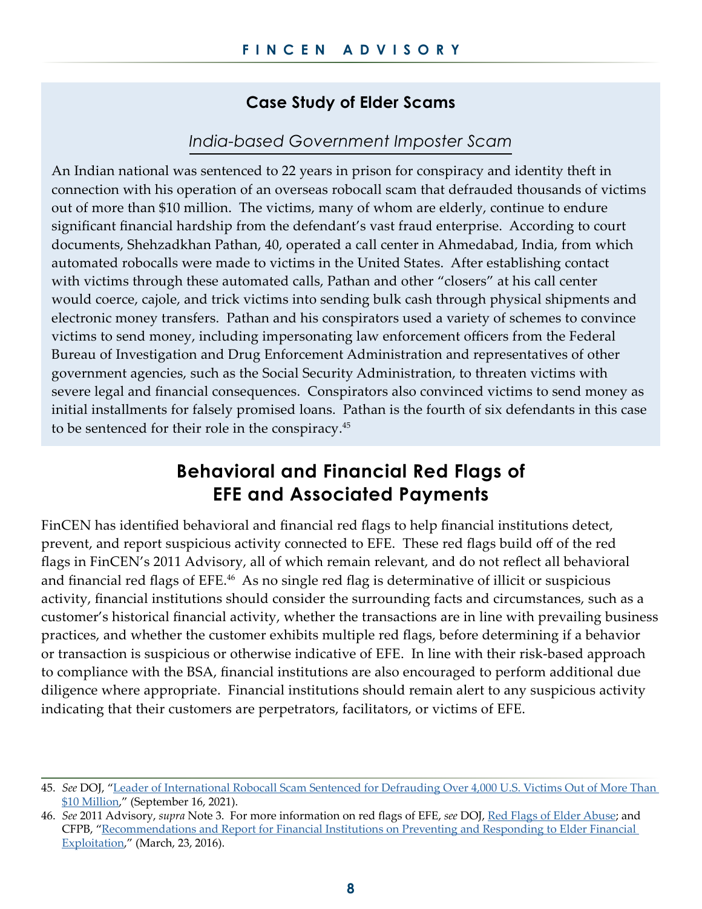## Case Study of Elder Scams

### *India-based Government Imposter Scam*

An Indian national was sentenced to 22 years in prison for conspiracy and identity theft in connection with his operation of an overseas robocall scam that defrauded thousands of victims out of more than $10 million. The victims, many of whom are elderly, continue to endure significant financial hardship from the defendant's vast fraud enterprise. According to court documents, Shehzadkhan Pathan, 40, operated a call center in Ahmedabad, India, from which automated robocalls were made to victims in the United States. After establishing contact with victims through these automated calls, Pathan and other "closers" at his call center would coerce, cajole, and trick victims into sending bulk cash through physical shipments and electronic money transfers. Pathan and his conspirators used a variety of schemes to convince victims to send money, including impersonating law enforcement officers from the Federal Bureau of Investigation and Drug Enforcement Administration and representatives of other government agencies, such as the Social Security Administration, to threaten victims with severe legal and financial consequences. Conspirators also convinced victims to send money as initial installments for falsely promised loans. Pathan is the fourth of six defendants in this case to be sentenced for their role in the conspiracy.[45]

## Behavioral and Financial Red Flags of EFE and Associated Payments

FinCEN has identified behavioral and financial red flags to help financial institutions detect, prevent, and report suspicious activity connected to EFE. These red flags build off of the red flags in FinCEN's 2011 Advisory, all of which remain relevant, and do not reflect all behavioral and financial red flags of EFE.[46] As no single red flag is determinative of illicit or suspicious activity, financial institutions should consider the surrounding facts and circumstances, such as a customer's historical financial activity, whether the transactions are in line with prevailing business practices, and whether the customer exhibits multiple red flags, before determining if a behavior or transaction is suspicious or otherwise indicative of EFE. In line with their risk-based approach to compliance with the BSA, financial institutions are also encouraged to perform additional due diligence where appropriate. Financial institutions should remain alert to any suspicious activity indicating that their customers are perpetrators, facilitators, or victims of EFE.

---

45. *See* DOJ, "Leader of International Robocall Scam Sentenced for Defrauding Over 4,000 U.S. Victims Out of More Than $10 Million," (September 16, 2021).

46. *See* 2011 Advisory, *supra* Note 3. For more information on red flags of EFE, *see* DOJ, Red Flags of Elder Abuse; and CFPB, "Recommendations and Report for Financial Institutions on Preventing and Responding to Elder Financial Exploitation," (March, 23, 2016).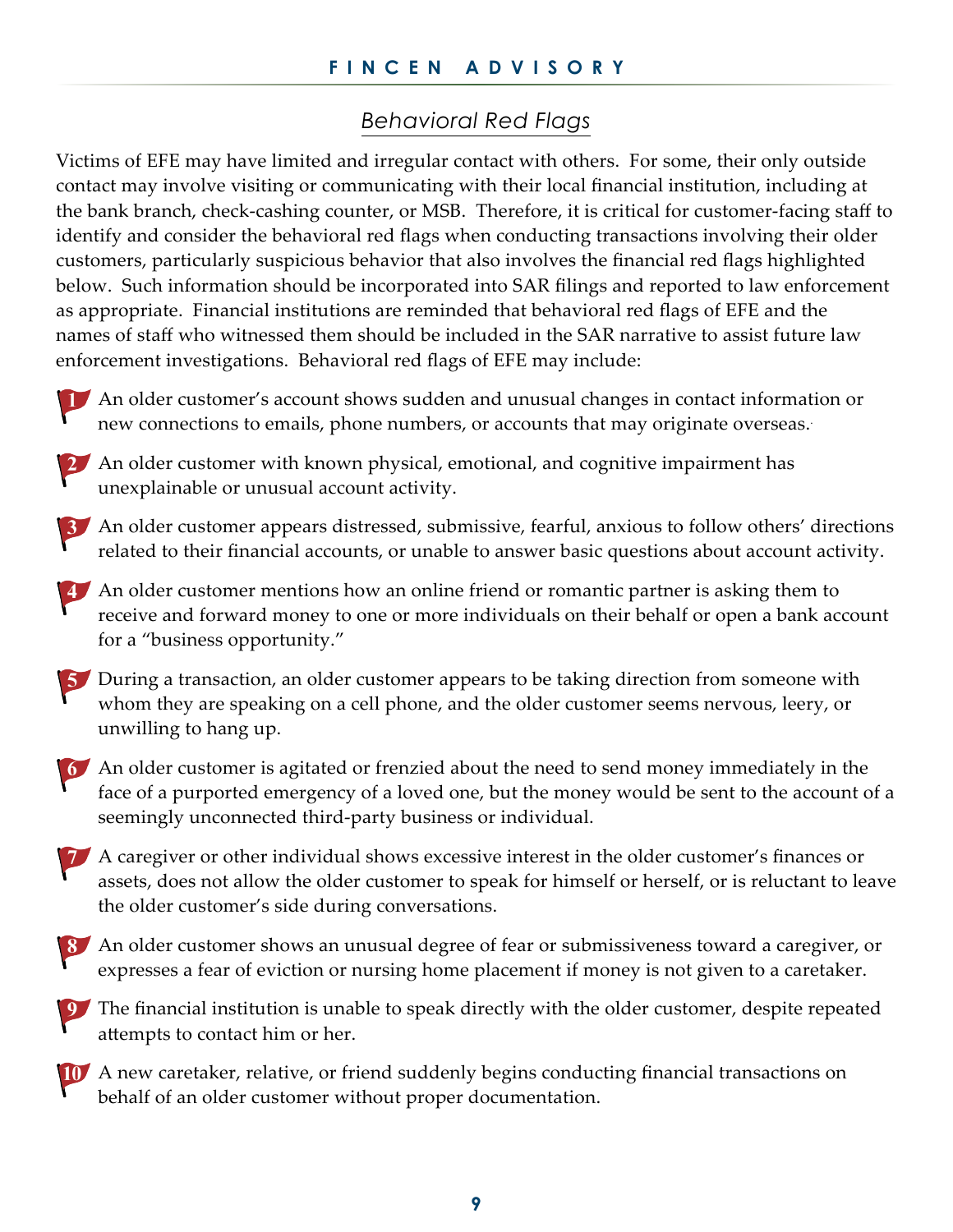## *Behavioral Red Flags*

Victims of EFE may have limited and irregular contact with others. For some, their only outside contact may involve visiting or communicating with their local financial institution, including at the bank branch, check-cashing counter, or MSB. Therefore, it is critical for customer-facing staff to identify and consider the behavioral red flags when conducting transactions involving their older customers, particularly suspicious behavior that also involves the financial red flags highlighted below. Such information should be incorporated into SAR filings and reported to law enforcement as appropriate. Financial institutions are reminded that behavioral red flags of EFE and the names of staff who witnessed them should be included in the SAR narrative to assist future law enforcement investigations. Behavioral red flags of EFE may include:

1. An older customer's account shows sudden and unusual changes in contact information or new connections to emails, phone numbers, or accounts that may originate overseas.
2. An older customer with known physical, emotional, and cognitive impairment has unexplainable or unusual account activity.
3. An older customer appears distressed, submissive, fearful, anxious to follow others' directions related to their financial accounts, or unable to answer basic questions about account activity.
4. An older customer mentions how an online friend or romantic partner is asking them to receive and forward money to one or more individuals on their behalf or open a bank account for a "business opportunity."
5. During a transaction, an older customer appears to be taking direction from someone with whom they are speaking on a cell phone, and the older customer seems nervous, leery, or unwilling to hang up.
6. An older customer is agitated or frenzied about the need to send money immediately in the face of a purported emergency of a loved one, but the money would be sent to the account of a seemingly unconnected third-party business or individual.
7. A caregiver or other individual shows excessive interest in the older customer's finances or assets, does not allow the older customer to speak for himself or herself, or is reluctant to leave the older customer's side during conversations.
8. An older customer shows an unusual degree of fear or submissiveness toward a caregiver, or expresses a fear of eviction or nursing home placement if money is not given to a caretaker.
9. The financial institution is unable to speak directly with the older customer, despite repeated attempts to contact him or her.
10. A new caretaker, relative, or friend suddenly begins conducting financial transactions on behalf of an older customer without proper documentation.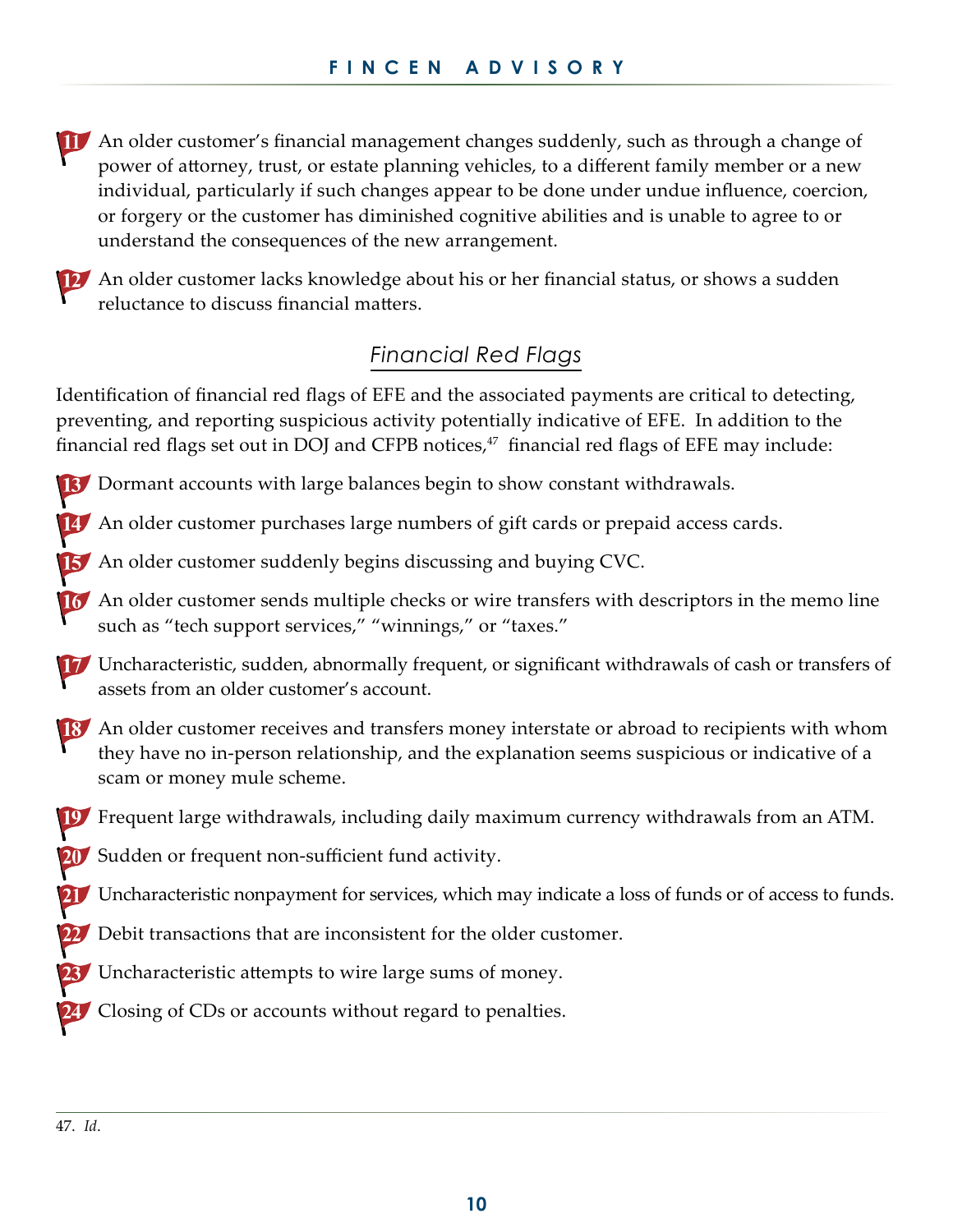11. An older customer's financial management changes suddenly, such as through a change of power of attorney, trust, or estate planning vehicles, to a different family member or a new individual, particularly if such changes appear to be done under undue influence, coercion, or forgery or the customer has diminished cognitive abilities and is unable to agree to or understand the consequences of the new arrangement.

12. An older customer lacks knowledge about his or her financial status, or shows a sudden reluctance to discuss financial matters.

## *Financial Red Flags*

Identification of financial red flags of EFE and the associated payments are critical to detecting, preventing, and reporting suspicious activity potentially indicative of EFE. In addition to the financial red flags set out in DOJ and CFPB notices,[47] financial red flags of EFE may include:

13. Dormant accounts with large balances begin to show constant withdrawals.

14. An older customer purchases large numbers of gift cards or prepaid access cards.

15. An older customer suddenly begins discussing and buying CVC.

16. An older customer sends multiple checks or wire transfers with descriptors in the memo line such as "tech support services," "winnings," or "taxes."

17. Uncharacteristic, sudden, abnormally frequent, or significant withdrawals of cash or transfers of assets from an older customer's account.

18. An older customer receives and transfers money interstate or abroad to recipients with whom they have no in-person relationship, and the explanation seems suspicious or indicative of a scam or money mule scheme.

19. Frequent large withdrawals, including daily maximum currency withdrawals from an ATM.

20. Sudden or frequent non-sufficient fund activity.

21. Uncharacteristic nonpayment for services, which may indicate a loss of funds or of access to funds.

22. Debit transactions that are inconsistent for the older customer.

23. Uncharacteristic attempts to wire large sums of money.

24. Closing of CDs or accounts without regard to penalties.

---

47. *Id*.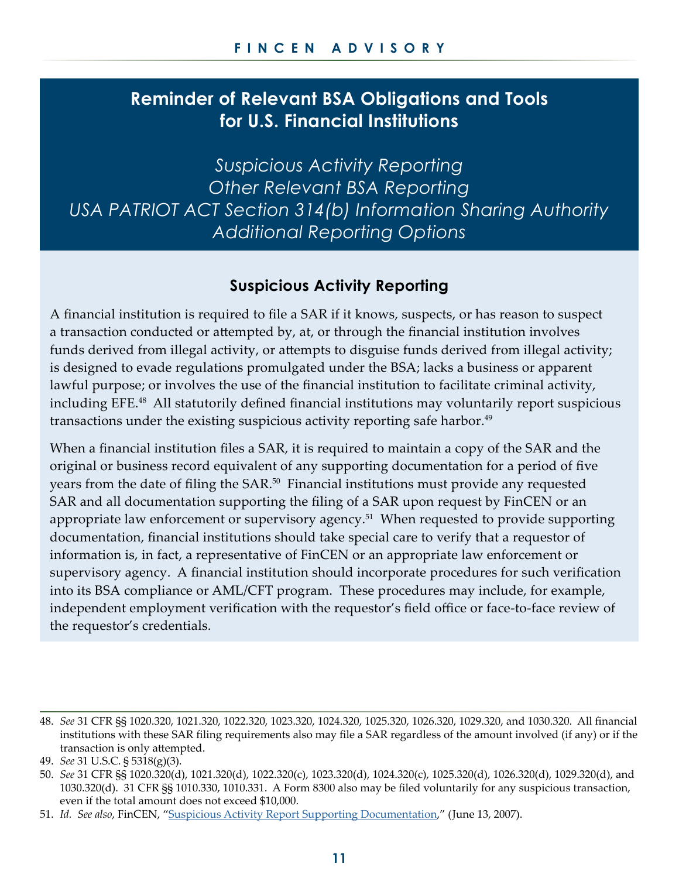## Reminder of Relevant BSA Obligations and Tools for U.S. Financial Institutions

*Suspicious Activity Reporting*
*Other Relevant BSA Reporting*
*USA PATRIOT ACT Section 314(b) Information Sharing Authority*
*Additional Reporting Options*

### Suspicious Activity Reporting

A financial institution is required to file a SAR if it knows, suspects, or has reason to suspect a transaction conducted or attempted by, at, or through the financial institution involves funds derived from illegal activity, or attempts to disguise funds derived from illegal activity; is designed to evade regulations promulgated under the BSA; lacks a business or apparent lawful purpose; or involves the use of the financial institution to facilitate criminal activity, including EFE.[48] All statutorily defined financial institutions may voluntarily report suspicious transactions under the existing suspicious activity reporting safe harbor.[49]

When a financial institution files a SAR, it is required to maintain a copy of the SAR and the original or business record equivalent of any supporting documentation for a period of five years from the date of filing the SAR.[50] Financial institutions must provide any requested SAR and all documentation supporting the filing of a SAR upon request by FinCEN or an appropriate law enforcement or supervisory agency.[51] When requested to provide supporting documentation, financial institutions should take special care to verify that a requestor of information is, in fact, a representative of FinCEN or an appropriate law enforcement or supervisory agency. A financial institution should incorporate procedures for such verification into its BSA compliance or AML/CFT program. These procedures may include, for example, independent employment verification with the requestor's field office or face-to-face review of the requestor's credentials.

---

48. *See* 31 CFR §§ 1020.320, 1021.320, 1022.320, 1023.320, 1024.320, 1025.320, 1026.320, 1029.320, and 1030.320. All financial institutions with these SAR filing requirements also may file a SAR regardless of the amount involved (if any) or if the transaction is only attempted.
49. *See* 31 U.S.C. § 5318(g)(3).
50. *See* 31 CFR §§ 1020.320(d), 1021.320(d), 1022.320(c), 1023.320(d), 1024.320(c), 1025.320(d), 1026.320(d), 1029.320(d), and 1030.320(d). 31 CFR §§ 1010.330, 1010.331. A Form 8300 also may be filed voluntarily for any suspicious transaction, even if the total amount does not exceed $10,000.
51. *Id. See also*, FinCEN, "Suspicious Activity Report Supporting Documentation," (June 13, 2007).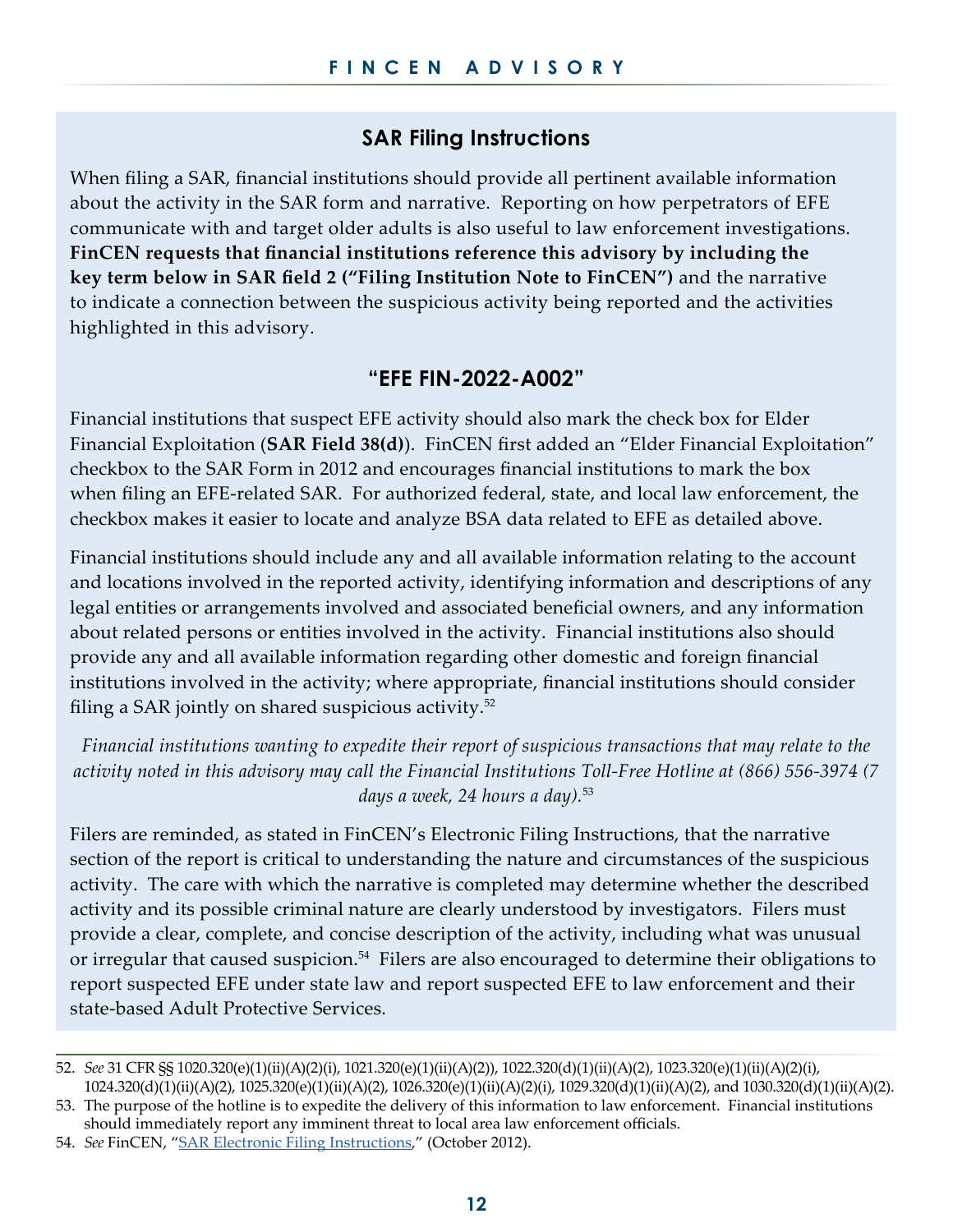## SAR Filing Instructions

When filing a SAR, financial institutions should provide all pertinent available information about the activity in the SAR form and narrative. Reporting on how perpetrators of EFE communicate with and target older adults is also useful to law enforcement investigations. **FinCEN requests that financial institutions reference this advisory by including the key term below in SAR field 2 ("Filing Institution Note to FinCEN")** and the narrative to indicate a connection between the suspicious activity being reported and the activities highlighted in this advisory.

### "EFE FIN-2022-A002"

Financial institutions that suspect EFE activity should also mark the check box for Elder Financial Exploitation (**SAR Field 38(d)**). FinCEN first added an "Elder Financial Exploitation" checkbox to the SAR Form in 2012 and encourages financial institutions to mark the box when filing an EFE-related SAR. For authorized federal, state, and local law enforcement, the checkbox makes it easier to locate and analyze BSA data related to EFE as detailed above.

Financial institutions should include any and all available information relating to the account and locations involved in the reported activity, identifying information and descriptions of any legal entities or arrangements involved and associated beneficial owners, and any information about related persons or entities involved in the activity. Financial institutions also should provide any and all available information regarding other domestic and foreign financial institutions involved in the activity; where appropriate, financial institutions should consider filing a SAR jointly on shared suspicious activity.[52]

*Financial institutions wanting to expedite their report of suspicious transactions that may relate to the activity noted in this advisory may call the Financial Institutions Toll-Free Hotline at (866) 556-3974 (7 days a week, 24 hours a day).*[53]

Filers are reminded, as stated in FinCEN's Electronic Filing Instructions, that the narrative section of the report is critical to understanding the nature and circumstances of the suspicious activity. The care with which the narrative is completed may determine whether the described activity and its possible criminal nature are clearly understood by investigators. Filers must provide a clear, complete, and concise description of the activity, including what was unusual or irregular that caused suspicion.[54] Filers are also encouraged to determine their obligations to report suspected EFE under state law and report suspected EFE to law enforcement and their state-based Adult Protective Services.

---

52. *See* 31 CFR §§ 1020.320(e)(1)(ii)(A)(2)(i), 1021.320(e)(1)(ii)(A)(2)), 1022.320(d)(1)(ii)(A)(2), 1023.320(e)(1)(ii)(A)(2)(i), 1024.320(d)(1)(ii)(A)(2), 1025.320(e)(1)(ii)(A)(2), 1026.320(e)(1)(ii)(A)(2)(i), 1029.320(d)(1)(ii)(A)(2), and 1030.320(d)(1)(ii)(A)(2).
53. The purpose of the hotline is to expedite the delivery of this information to law enforcement. Financial institutions should immediately report any imminent threat to local area law enforcement officials.
54. *See* FinCEN, "SAR Electronic Filing Instructions," (October 2012).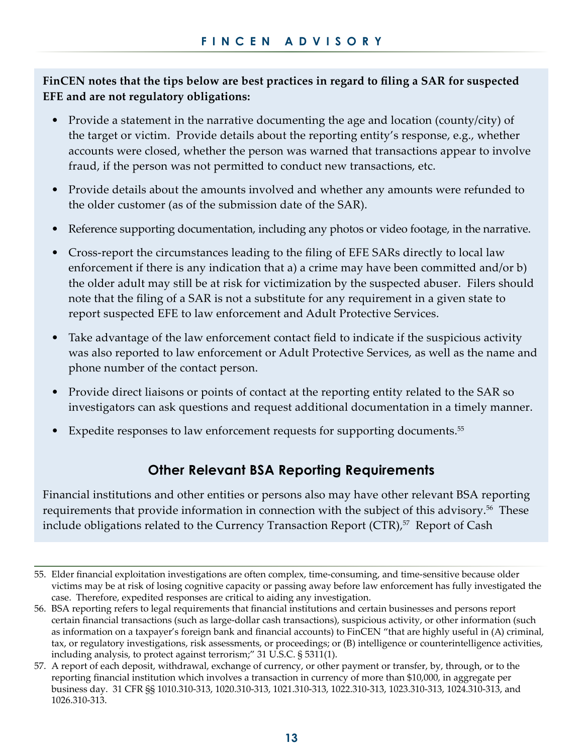**FinCEN notes that the tips below are best practices in regard to filing a SAR for suspected EFE and are not regulatory obligations:**

- Provide a statement in the narrative documenting the age and location (county/city) of the target or victim. Provide details about the reporting entity's response, e.g., whether accounts were closed, whether the person was warned that transactions appear to involve fraud, if the person was not permitted to conduct new transactions, etc.
- Provide details about the amounts involved and whether any amounts were refunded to the older customer (as of the submission date of the SAR).
- Reference supporting documentation, including any photos or video footage, in the narrative.
- Cross-report the circumstances leading to the filing of EFE SARs directly to local law enforcement if there is any indication that a) a crime may have been committed and/or b) the older adult may still be at risk for victimization by the suspected abuser. Filers should note that the filing of a SAR is not a substitute for any requirement in a given state to report suspected EFE to law enforcement and Adult Protective Services.
- Take advantage of the law enforcement contact field to indicate if the suspicious activity was also reported to law enforcement or Adult Protective Services, as well as the name and phone number of the contact person.
- Provide direct liaisons or points of contact at the reporting entity related to the SAR so investigators can ask questions and request additional documentation in a timely manner.
- Expedite responses to law enforcement requests for supporting documents.[55]

## Other Relevant BSA Reporting Requirements

Financial institutions and other entities or persons also may have other relevant BSA reporting requirements that provide information in connection with the subject of this advisory.[56] These include obligations related to the Currency Transaction Report (CTR),[57] Report of Cash

---

55. Elder financial exploitation investigations are often complex, time-consuming, and time-sensitive because older victims may be at risk of losing cognitive capacity or passing away before law enforcement has fully investigated the case. Therefore, expedited responses are critical to aiding any investigation.

56. BSA reporting refers to legal requirements that financial institutions and certain businesses and persons report certain financial transactions (such as large-dollar cash transactions), suspicious activity, or other information (such as information on a taxpayer's foreign bank and financial accounts) to FinCEN "that are highly useful in (A) criminal, tax, or regulatory investigations, risk assessments, or proceedings; or (B) intelligence or counterintelligence activities, including analysis, to protect against terrorism;" 31 U.S.C. § 5311(1).

57. A report of each deposit, withdrawal, exchange of currency, or other payment or transfer, by, through, or to the reporting financial institution which involves a transaction in currency of more than $10,000, in aggregate per business day. 31 CFR §§ 1010.310-313, 1020.310-313, 1021.310-313, 1022.310-313, 1023.310-313, 1024.310-313, and 1026.310-313.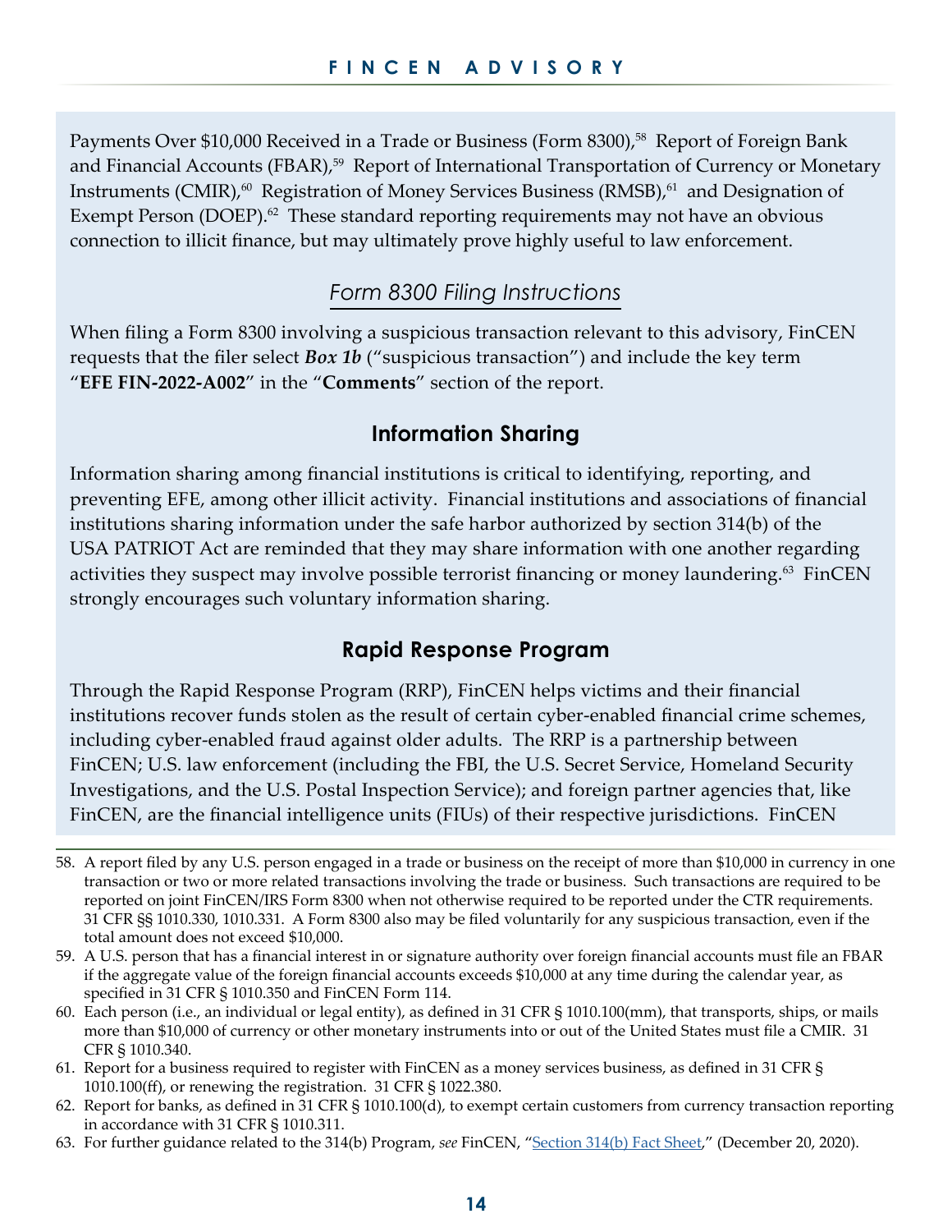Payments Over $10,000 Received in a Trade or Business (Form 8300),[58] Report of Foreign Bank and Financial Accounts (FBAR),[59] Report of International Transportation of Currency or Monetary Instruments (CMIR),[60] Registration of Money Services Business (RMSB),[61] and Designation of Exempt Person (DOEP).[62] These standard reporting requirements may not have an obvious connection to illicit finance, but may ultimately prove highly useful to law enforcement.

### *Form 8300 Filing Instructions*

When filing a Form 8300 involving a suspicious transaction relevant to this advisory, FinCEN requests that the filer select ***Box 1b*** ("suspicious transaction") and include the key term "**EFE FIN-2022-A002**" in the "**Comments**" section of the report.

## Information Sharing

Information sharing among financial institutions is critical to identifying, reporting, and preventing EFE, among other illicit activity. Financial institutions and associations of financial institutions sharing information under the safe harbor authorized by section 314(b) of the USA PATRIOT Act are reminded that they may share information with one another regarding activities they suspect may involve possible terrorist financing or money laundering.[63] FinCEN strongly encourages such voluntary information sharing.

## Rapid Response Program

Through the Rapid Response Program (RRP), FinCEN helps victims and their financial institutions recover funds stolen as the result of certain cyber-enabled financial crime schemes, including cyber-enabled fraud against older adults. The RRP is a partnership between FinCEN; U.S. law enforcement (including the FBI, the U.S. Secret Service, Homeland Security Investigations, and the U.S. Postal Inspection Service); and foreign partner agencies that, like FinCEN, are the financial intelligence units (FIUs) of their respective jurisdictions. FinCEN

---

58. A report filed by any U.S. person engaged in a trade or business on the receipt of more than $10,000 in currency in one transaction or two or more related transactions involving the trade or business. Such transactions are required to be reported on joint FinCEN/IRS Form 8300 when not otherwise required to be reported under the CTR requirements. 31 CFR §§ 1010.330, 1010.331. A Form 8300 also may be filed voluntarily for any suspicious transaction, even if the total amount does not exceed $10,000.
59. A U.S. person that has a financial interest in or signature authority over foreign financial accounts must file an FBAR if the aggregate value of the foreign financial accounts exceeds $10,000 at any time during the calendar year, as specified in 31 CFR § 1010.350 and FinCEN Form 114.
60. Each person (i.e., an individual or legal entity), as defined in 31 CFR § 1010.100(mm), that transports, ships, or mails more than $10,000 of currency or other monetary instruments into or out of the United States must file a CMIR. 31 CFR § 1010.340.
61. Report for a business required to register with FinCEN as a money services business, as defined in 31 CFR § 1010.100(ff), or renewing the registration. 31 CFR § 1022.380.
62. Report for banks, as defined in 31 CFR § 1010.100(d), to exempt certain customers from currency transaction reporting in accordance with 31 CFR § 1010.311.
63. For further guidance related to the 314(b) Program, *see* FinCEN, "Section 314(b) Fact Sheet," (December 20, 2020).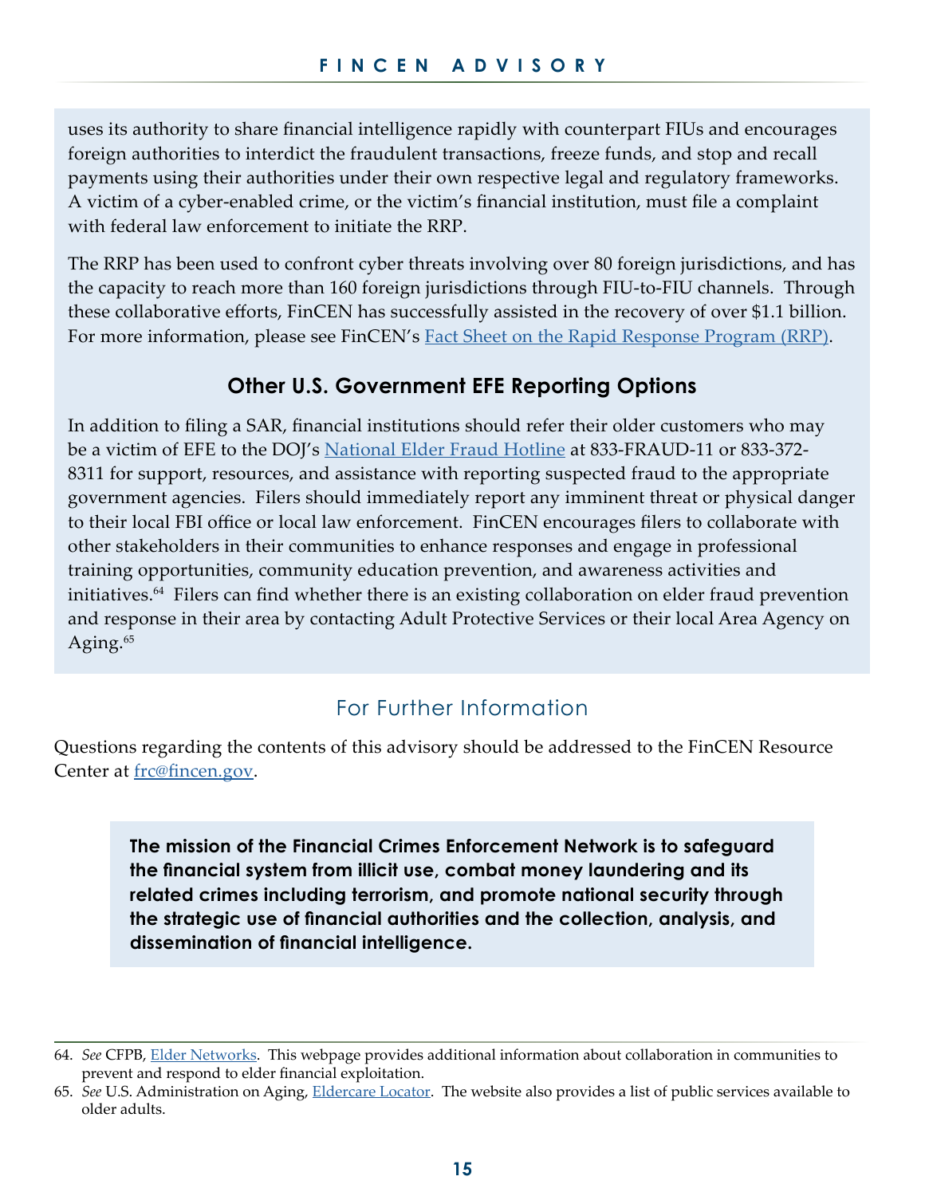uses its authority to share financial intelligence rapidly with counterpart FIUs and encourages foreign authorities to interdict the fraudulent transactions, freeze funds, and stop and recall payments using their authorities under their own respective legal and regulatory frameworks. A victim of a cyber-enabled crime, or the victim's financial institution, must file a complaint with federal law enforcement to initiate the RRP.

The RRP has been used to confront cyber threats involving over 80 foreign jurisdictions, and has the capacity to reach more than 160 foreign jurisdictions through FIU-to-FIU channels. Through these collaborative efforts, FinCEN has successfully assisted in the recovery of over $1.1 billion. For more information, please see FinCEN's Fact Sheet on the Rapid Response Program (RRP).

### Other U.S. Government EFE Reporting Options

In addition to filing a SAR, financial institutions should refer their older customers who may be a victim of EFE to the DOJ's National Elder Fraud Hotline at 833-FRAUD-11 or 833-372-8311 for support, resources, and assistance with reporting suspected fraud to the appropriate government agencies. Filers should immediately report any imminent threat or physical danger to their local FBI office or local law enforcement. FinCEN encourages filers to collaborate with other stakeholders in their communities to enhance responses and engage in professional training opportunities, community education prevention, and awareness activities and initiatives.[64] Filers can find whether there is an existing collaboration on elder fraud prevention and response in their area by contacting Adult Protective Services or their local Area Agency on Aging.[65]

## For Further Information

Questions regarding the contents of this advisory should be addressed to the FinCEN Resource Center at frc@fincen.gov.

**The mission of the Financial Crimes Enforcement Network is to safeguard the financial system from illicit use, combat money laundering and its related crimes including terrorism, and promote national security through the strategic use of financial authorities and the collection, analysis, and dissemination of financial intelligence.**

---

64. *See* CFPB, Elder Networks. This webpage provides additional information about collaboration in communities to prevent and respond to elder financial exploitation.
65. *See* U.S. Administration on Aging, Eldercare Locator. The website also provides a list of public services available to older adults.